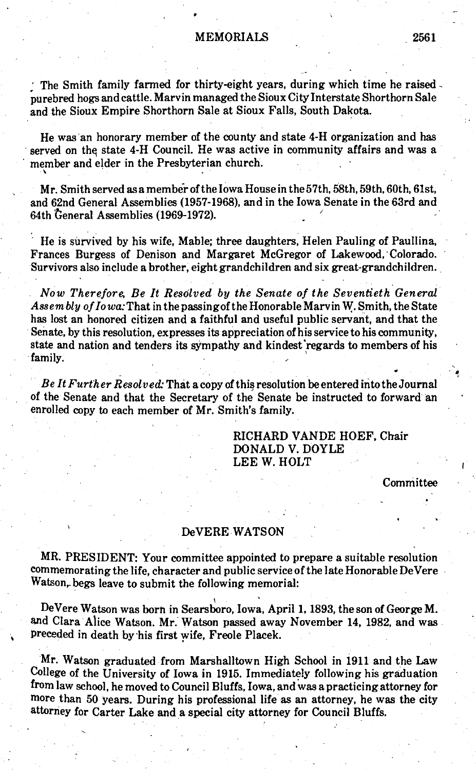The Smith family farmed for thirty-eight years, during which time he raised purebred hogs and cattle. Marvin managed the Sioux City Interstate Shorthorn Sale and the Sioux Empire Shorthorn Sale at Sioux Falls, South Dakota.

He was an honorary member of the county and state 4-H organization and has served on the state 4-H Council. He was active in community affairs and was a member and elder in the Presbyterian church.

Mr. Smith served as a member of the Iowa House in the 57th, 58th, 59th, 60th, 61st, and 62nd General Assemblies (1957-1968), and in the Iowa Senate in the 63rd and 64th General Assemblies (1969-1972).

He is survived by his wife, Mable; three daughters, Helen Pauling of Paullina, Frances Burgess of Denison and Margaret McGregor of Lakewood, Colorado. Survivors also include a brother, eight grandchildren and six great-grandchildren.

*Now Therefore, Be It Resolved by the Senate of the Seventieth General Assembly of Iowa:* That in the passing of the Honorable Marvin W. Smith, the State has lost an honored citizen and a faithful and useful public servant, and that the Senate, by this resolution, expresses its appreciation of his service to his community, state and nation and tenders its sympathy and kindest regards to members of his family.

*Be It Further Resolved:* That a copy of this resolution be entered into the Journal of the Senate and that the Secretary of the Senate be instructed to forward an enrolled copy to each member of Mr. Smith's family.

RICHARD VANDE HOEF, Chair
DONALD V. DOYLE
LEE W. HOLT

Committee

## DeVERE WATSON

MR. PRESIDENT: Your committee appointed to prepare a suitable resolution commemorating the life, character and public service of the late Honorable DeVere Watson, begs leave to submit the following memorial:

DeVere Watson was born in Searsboro, Iowa, April 1, 1893, the son of George M. and Clara Alice Watson. Mr. Watson passed away November 14, 1982, and was preceded in death by his first wife, Freole Placek.

Mr. Watson graduated from Marshalltown High School in 1911 and the Law College of the University of Iowa in 1915. Immediately following his graduation from law school, he moved to Council Bluffs, Iowa, and was a practicing attorney for more than 50 years. During his professional life as an attorney, he was the city attorney for Carter Lake and a special city attorney for Council Bluffs.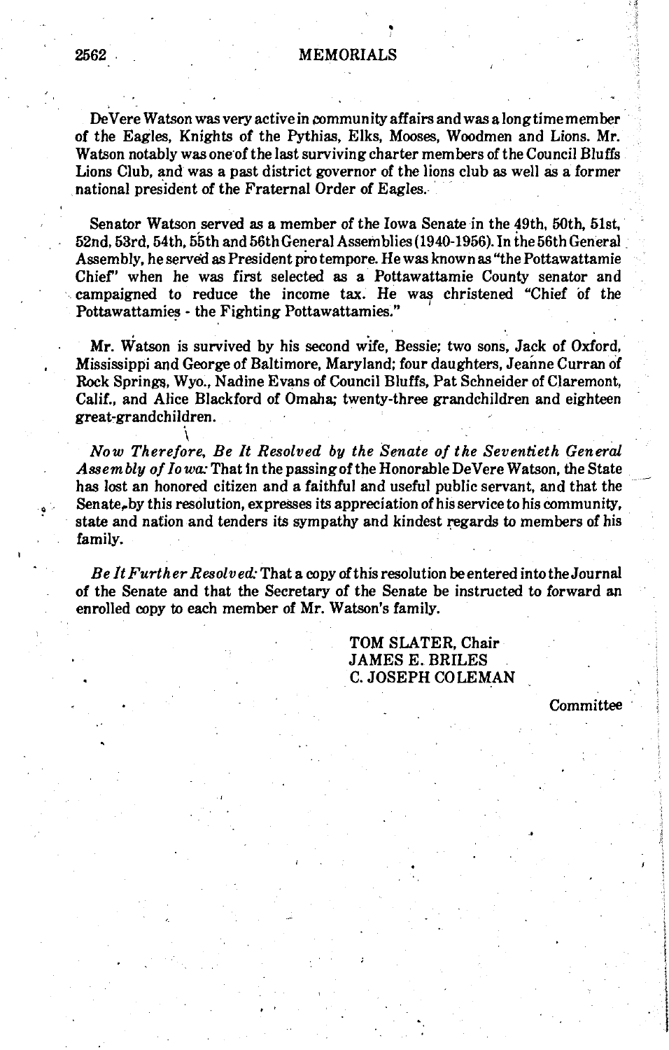DeVere Watson was very active in community affairs and was a longtime member of the Eagles, Knights of the Pythias, Elks, Mooses, Woodmen and Lions. Mr. Watson notably was one of the last surviving charter members of the Council Bluffs Lions Club, and was a past district governor of the lions club as well as a former national president of the Fraternal Order of Eagles.

Senator Watson served as a member of the Iowa Senate in the 49th, 50th, 51st, 52nd, 53rd, 54th, 55th and 56th General Assemblies (1940-1956). In the 56th General Assembly, he served as President pro tempore. He was known as "the Pottawattamie Chief" when he was first selected as a Pottawattamie County senator and campaigned to reduce the income tax. He was christened "Chief of the Pottawattamies - the Fighting Pottawattamies."

Mr. Watson is survived by his second wife, Bessie; two sons, Jack of Oxford, Mississippi and George of Baltimore, Maryland; four daughters, Jeanne Curran of Rock Springs, Wyo., Nadine Evans of Council Bluffs, Pat Schneider of Claremont, Calif., and Alice Blackford of Omaha; twenty-three grandchildren and eighteen great-grandchildren.

*Now Therefore, Be It Resolved by the Senate of the Seventieth General Assembly of Iowa:* That in the passing of the Honorable DeVere Watson, the State has lost an honored citizen and a faithful and useful public servant, and that the Senate, by this resolution, expresses its appreciation of his service to his community, state and nation and tenders its sympathy and kindest regards to members of his family.

*Be It Further Resolved:* That a copy of this resolution be entered into the Journal of the Senate and that the Secretary of the Senate be instructed to forward an enrolled copy to each member of Mr. Watson's family.

TOM SLATER, Chair
JAMES E. BRILES
C. JOSEPH COLEMAN

Committee